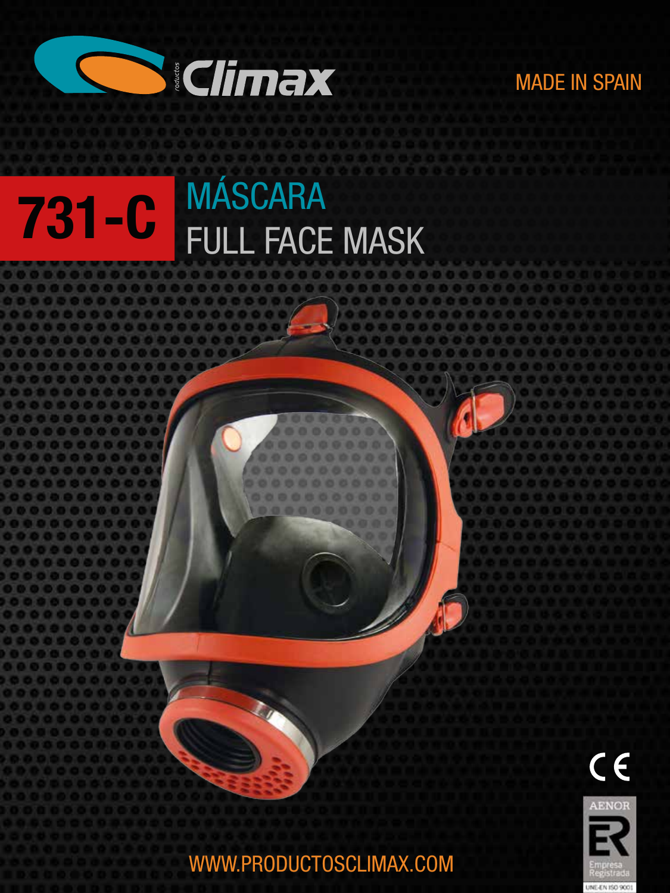Climax

MADE IN SPAIN

# 731-C MÁSCARA FULL FACE MASK

WWW.PRODUCTOSCLIMAX.COM

AENOR

Empresa Registrada

UNE-EN ISO 9001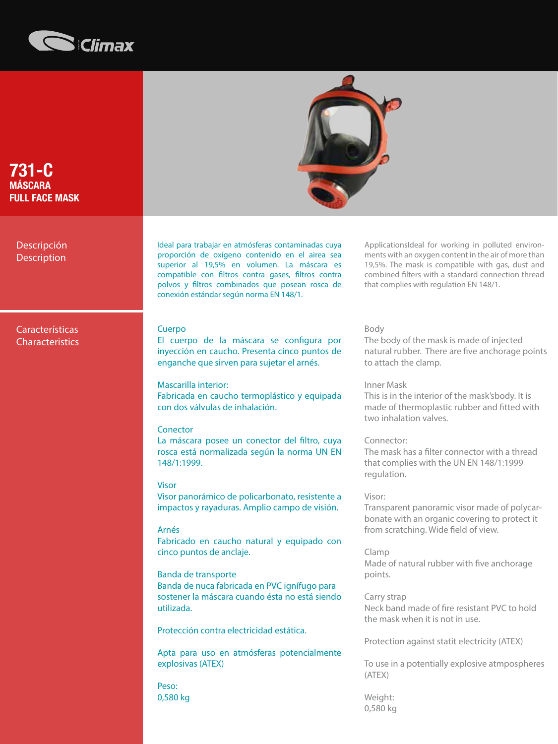# 731-C

## MÁSCARA
## FULL FACE MASK

### Descripción / Description

Ideal para trabajar en atmósferas contaminadas cuya proporción de oxígeno contenido en el airea sea superior al 19,5% en volumen. La máscara es compatible con filtros contra gases, filtros contra polvos y filtros combinados que posean rosca de conexión estándar según norma EN 148/1.

ApplicationsIdeal for working in polluted environments with an oxygen content in the air of more than 19,5%. The mask is compatible with gas, dust and combined filters with a standard connection thread that complies with regulation EN 148/1.

### Características / Characteristics

Cuerpo
El cuerpo de la máscara se configura por inyección en caucho. Presenta cinco puntos de enganche que sirven para sujetar el arnés.

Mascarilla interior:
Fabricada en caucho termoplástico y equipada con dos válvulas de inhalación.

Conector
La máscara posee un conector del filtro, cuya rosca está normalizada según la norma UN EN 148/1:1999.

Visor
Visor panorámico de policarbonato, resistente a impactos y rayaduras. Amplio campo de visión.

Arnés
Fabricado en caucho natural y equipado con cinco puntos de anclaje.

Banda de transporte
Banda de nuca fabricada en PVC ignífugo para sostener la máscara cuando ésta no está siendo utilizada.

Protección contra electricidad estática.

Apta para uso en atmósferas potencialmente explosivas (ATEX)

Peso:
0,580 kg

Body
The body of the mask is made of injected natural rubber. There are five anchorage points to attach the clamp.

Inner Mask
This is in the interior of the mask'sbody. It is made of thermoplastic rubber and fitted with two inhalation valves.

Connector:
The mask has a filter connector with a thread that complies with the UN EN 148/1:1999 regulation.

Visor:
Transparent panoramic visor made of polycarbonate with an organic covering to protect it from scratching. Wide field of view.

Clamp
Made of natural rubber with five anchorage points.

Carry strap
Neck band made of fire resistant PVC to hold the mask when it is not in use.

Protection against statit electricity (ATEX)

To use in a potentially explosive atmpospheres (ATEX)

Weight:
0,580 kg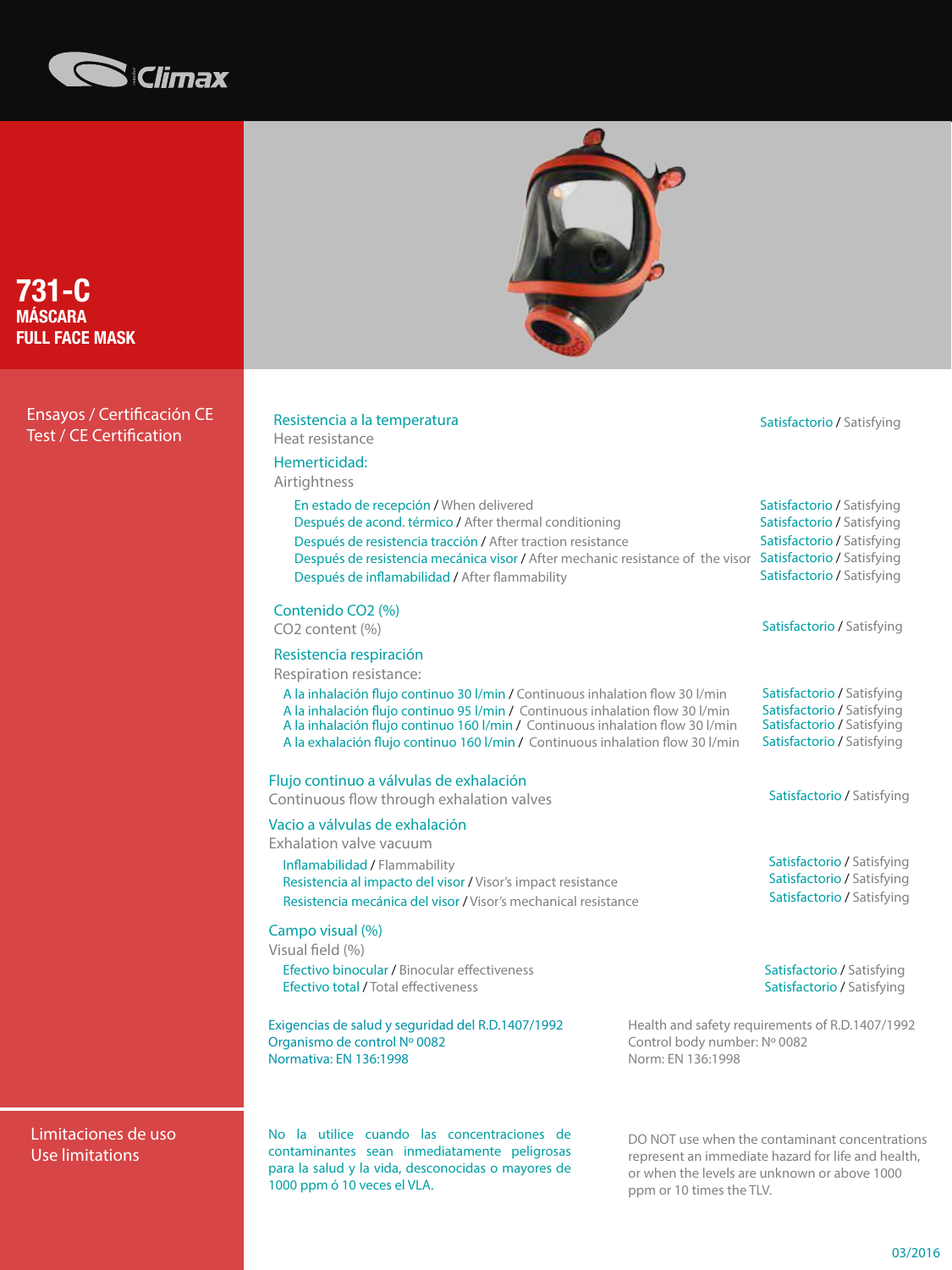Climax

# 731-C
## MÁSCARA
## FULL FACE MASK

## Ensayos / Certificación CE
## Test / CE Certification

| | |
|---|---|
| **Resistencia a la temperatura** / Heat resistance | Satisfactorio / Satisfying |
| **Hermeticidad:** / Airtightness | |
| En estado de recepción / When delivered | Satisfactorio / Satisfying |
| Después de acond. térmico / After thermal conditioning | Satisfactorio / Satisfying |
| Después de resistencia tracción / After traction resistance | Satisfactorio / Satisfying |
| Después de resistencia mecánica visor / After mechanic resistance of the visor | Satisfactorio / Satisfying |
| Después de inflamabilidad / After flammability | Satisfactorio / Satisfying |
| **Contenido $CO_2$ (%)** / $CO_2$ content (%) | Satisfactorio / Satisfying |
| **Resistencia respiración** / Respiration resistance: | |
| A la inhalación flujo continuo 30 l/min / Continuous inhalation flow 30 l/min | Satisfactorio / Satisfying |
| A la inhalación flujo continuo 95 l/min / Continuous inhalation flow 30 l/min | Satisfactorio / Satisfying |
| A la inhalación flujo continuo 160 l/min / Continuous inhalation flow 30 l/min | Satisfactorio / Satisfying |
| A la exhalación flujo continuo 160 l/min / Continuous inhalation flow 30 l/min | Satisfactorio / Satisfying |
| **Flujo continuo a válvulas de exhalación** / Continuous flow through exhalation valves | Satisfactorio / Satisfying |
| **Vacio a válvulas de exhalación** / Exhalation valve vacuum | |
| Inflamabilidad / Flammability | Satisfactorio / Satisfying |
| Resistencia al impacto del visor / Visor's impact resistance | Satisfactorio / Satisfying |
| Resistencia mecánica del visor / Visor's mechanical resistance | Satisfactorio / Satisfying |
| **Campo visual (%)** / Visual field (%) | |
| Efectivo binocular / Binocular effectiveness | Satisfactorio / Satisfying |
| Efectivo total / Total effectiveness | Satisfactorio / Satisfying |

Exigencias de salud y seguridad del R.D.1407/1992
Organismo de control Nº 0082
Normativa: EN 136:1998

Health and safety requirements of R.D.1407/1992
Control body number: Nº 0082
Norm: EN 136:1998

## Limitaciones de uso
## Use limitations

No la utilice cuando las concentraciones de contaminantes sean inmediatamente peligrosas para la salud y la vida, desconocidas o mayores de 1000 ppm ó 10 veces el VLA.

DO NOT use when the contaminant concentrations represent an immediate hazard for life and health, or when the levels are unknown or above 1000 ppm or 10 times the TLV.

03/2016